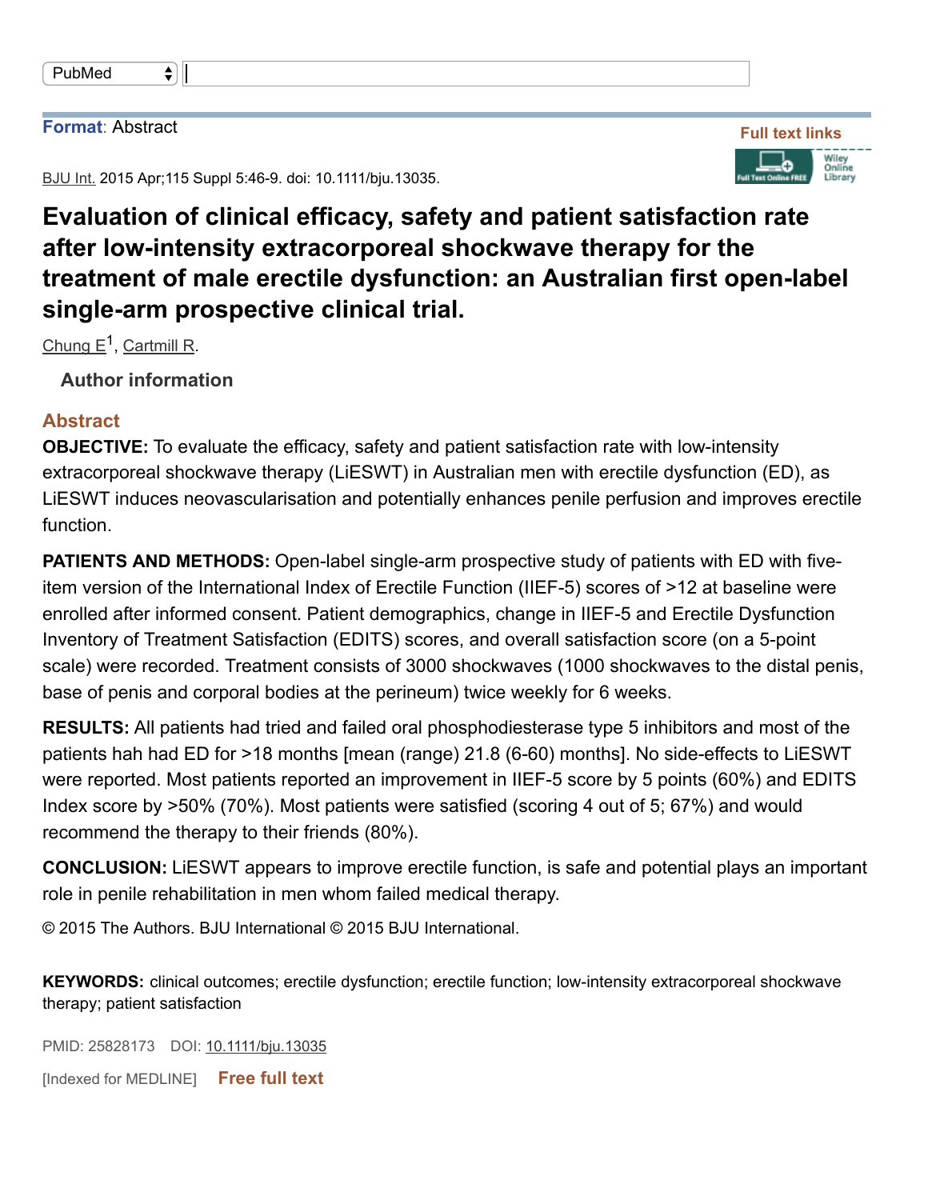Format: Abstract

Full text links

BJU Int. 2015 Apr;115 Suppl 5:46-9. doi: 10.1111/bju.13035.

# Evaluation of clinical efficacy, safety and patient satisfaction rate after low-intensity extracorporeal shockwave therapy for the treatment of male erectile dysfunction: an Australian first open-label single-arm prospective clinical trial.

Chung E[1], Cartmill R.

Author information

## Abstract

**OBJECTIVE:** To evaluate the efficacy, safety and patient satisfaction rate with low-intensity extracorporeal shockwave therapy (LiESWT) in Australian men with erectile dysfunction (ED), as LiESWT induces neovascularisation and potentially enhances penile perfusion and improves erectile function.

**PATIENTS AND METHODS:** Open-label single-arm prospective study of patients with ED with five-item version of the International Index of Erectile Function (IIEF-5) scores of >12 at baseline were enrolled after informed consent. Patient demographics, change in IIEF-5 and Erectile Dysfunction Inventory of Treatment Satisfaction (EDITS) scores, and overall satisfaction score (on a 5-point scale) were recorded. Treatment consists of 3000 shockwaves (1000 shockwaves to the distal penis, base of penis and corporal bodies at the perineum) twice weekly for 6 weeks.

**RESULTS:** All patients had tried and failed oral phosphodiesterase type 5 inhibitors and most of the patients hah had ED for >18 months [mean (range) 21.8 (6-60) months]. No side-effects to LiESWT were reported. Most patients reported an improvement in IIEF-5 score by 5 points (60%) and EDITS Index score by >50% (70%). Most patients were satisfied (scoring 4 out of 5; 67%) and would recommend the therapy to their friends (80%).

**CONCLUSION:** LiESWT appears to improve erectile function, is safe and potential plays an important role in penile rehabilitation in men whom failed medical therapy.

© 2015 The Authors. BJU International © 2015 BJU International.

**KEYWORDS:** clinical outcomes; erectile dysfunction; erectile function; low-intensity extracorporeal shockwave therapy; patient satisfaction

PMID: 25828173 DOI: 10.1111/bju.13035

[Indexed for MEDLINE] Free full text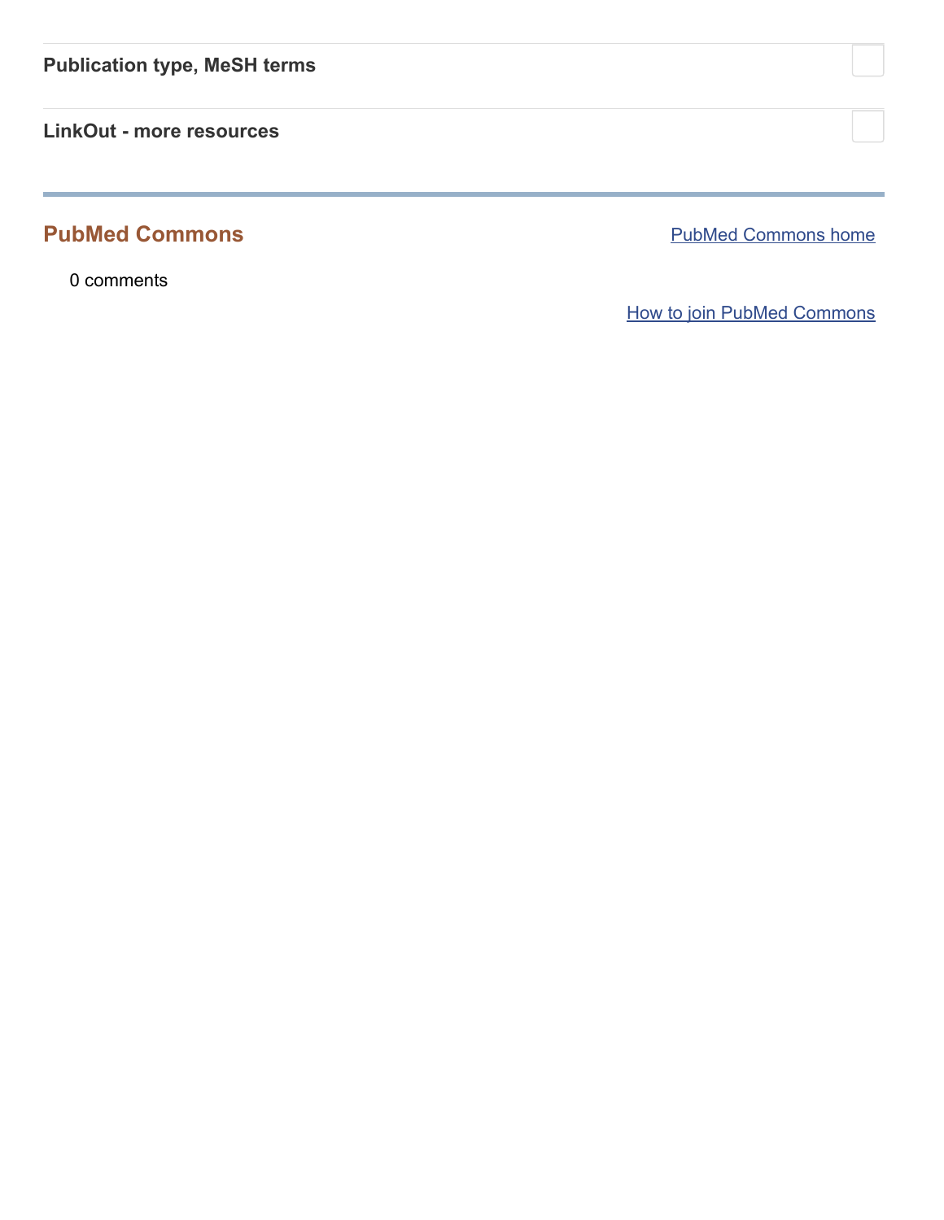**Publication type, MeSH terms**

**LinkOut - more resources**

## PubMed Commons

PubMed Commons home

0 comments

How to join PubMed Commons